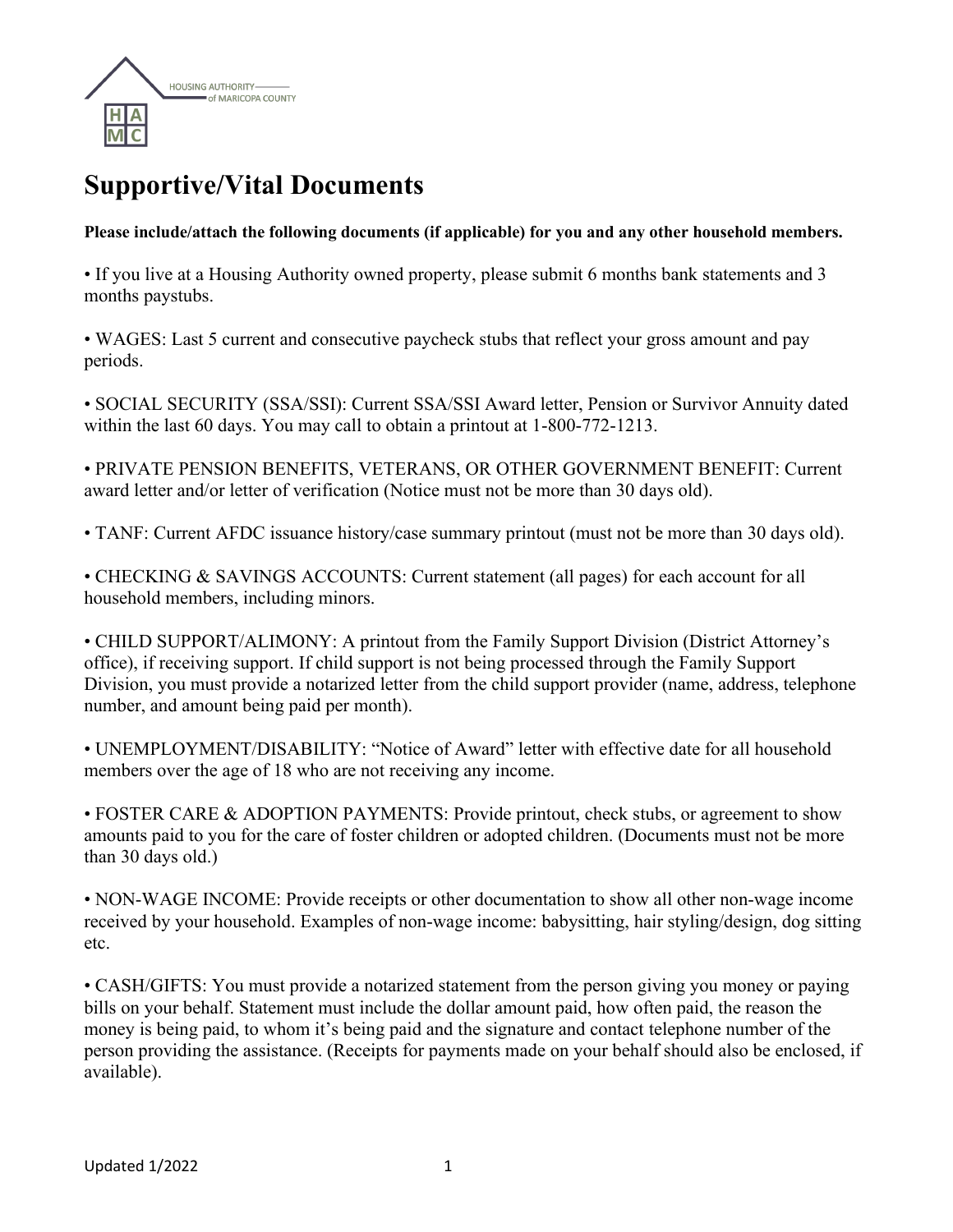HOUSING AUTHORITY of MARICOPA COUNTY

# Supportive/Vital Documents

**Please include/attach the following documents (if applicable) for you and any other household members.**

• If you live at a Housing Authority owned property, please submit 6 months bank statements and 3 months paystubs.

• WAGES: Last 5 current and consecutive paycheck stubs that reflect your gross amount and pay periods.

• SOCIAL SECURITY (SSA/SSI): Current SSA/SSI Award letter, Pension or Survivor Annuity dated within the last 60 days. You may call to obtain a printout at 1-800-772-1213.

• PRIVATE PENSION BENEFITS, VETERANS, OR OTHER GOVERNMENT BENEFIT: Current award letter and/or letter of verification (Notice must not be more than 30 days old).

• TANF: Current AFDC issuance history/case summary printout (must not be more than 30 days old).

• CHECKING & SAVINGS ACCOUNTS: Current statement (all pages) for each account for all household members, including minors.

• CHILD SUPPORT/ALIMONY: A printout from the Family Support Division (District Attorney's office), if receiving support. If child support is not being processed through the Family Support Division, you must provide a notarized letter from the child support provider (name, address, telephone number, and amount being paid per month).

• UNEMPLOYMENT/DISABILITY: "Notice of Award" letter with effective date for all household members over the age of 18 who are not receiving any income.

• FOSTER CARE & ADOPTION PAYMENTS: Provide printout, check stubs, or agreement to show amounts paid to you for the care of foster children or adopted children. (Documents must not be more than 30 days old.)

• NON-WAGE INCOME: Provide receipts or other documentation to show all other non-wage income received by your household. Examples of non-wage income: babysitting, hair styling/design, dog sitting etc.

• CASH/GIFTS: You must provide a notarized statement from the person giving you money or paying bills on your behalf. Statement must include the dollar amount paid, how often paid, the reason the money is being paid, to whom it's being paid and the signature and contact telephone number of the person providing the assistance. (Receipts for payments made on your behalf should also be enclosed, if available).

Updated 1/2022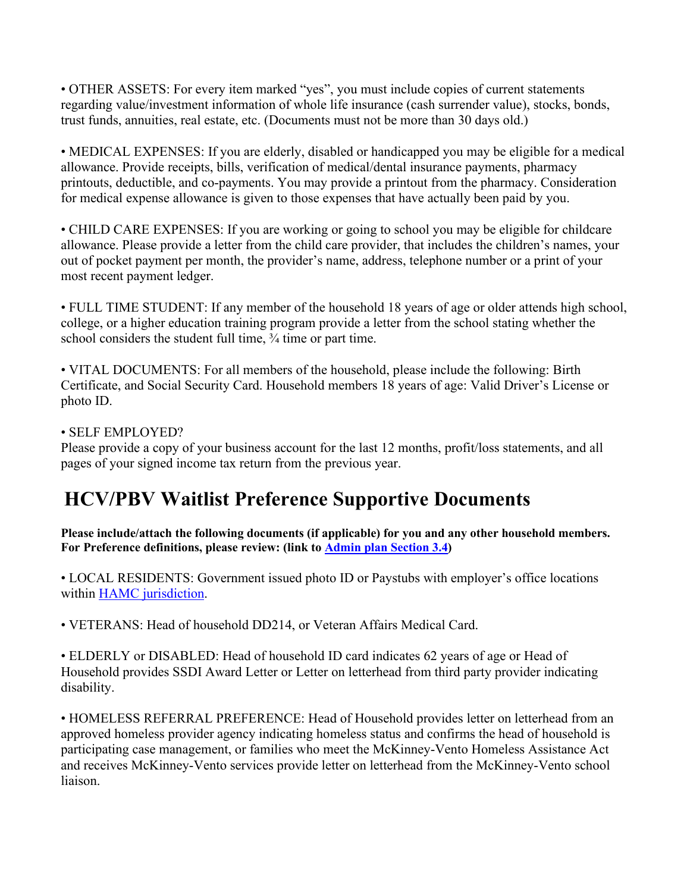• OTHER ASSETS: For every item marked "yes", you must include copies of current statements regarding value/investment information of whole life insurance (cash surrender value), stocks, bonds, trust funds, annuities, real estate, etc. (Documents must not be more than 30 days old.)

• MEDICAL EXPENSES: If you are elderly, disabled or handicapped you may be eligible for a medical allowance. Provide receipts, bills, verification of medical/dental insurance payments, pharmacy printouts, deductible, and co-payments. You may provide a printout from the pharmacy. Consideration for medical expense allowance is given to those expenses that have actually been paid by you.

• CHILD CARE EXPENSES: If you are working or going to school you may be eligible for childcare allowance. Please provide a letter from the child care provider, that includes the children's names, your out of pocket payment per month, the provider's name, address, telephone number or a print of your most recent payment ledger.

• FULL TIME STUDENT: If any member of the household 18 years of age or older attends high school, college, or a higher education training program provide a letter from the school stating whether the school considers the student full time, ¾ time or part time.

• VITAL DOCUMENTS: For all members of the household, please include the following: Birth Certificate, and Social Security Card. Household members 18 years of age: Valid Driver's License or photo ID.

• SELF EMPLOYED?
Please provide a copy of your business account for the last 12 months, profit/loss statements, and all pages of your signed income tax return from the previous year.

## HCV/PBV Waitlist Preference Supportive Documents

**Please include/attach the following documents (if applicable) for you and any other household members. For Preference definitions, please review: (link to Admin plan Section 3.4)**

• LOCAL RESIDENTS: Government issued photo ID or Paystubs with employer's office locations within HAMC jurisdiction.

• VETERANS: Head of household DD214, or Veteran Affairs Medical Card.

• ELDERLY or DISABLED: Head of household ID card indicates 62 years of age or Head of Household provides SSDI Award Letter or Letter on letterhead from third party provider indicating disability.

• HOMELESS REFERRAL PREFERENCE: Head of Household provides letter on letterhead from an approved homeless provider agency indicating homeless status and confirms the head of household is participating case management, or families who meet the McKinney-Vento Homeless Assistance Act and receives McKinney-Vento services provide letter on letterhead from the McKinney-Vento school liaison.